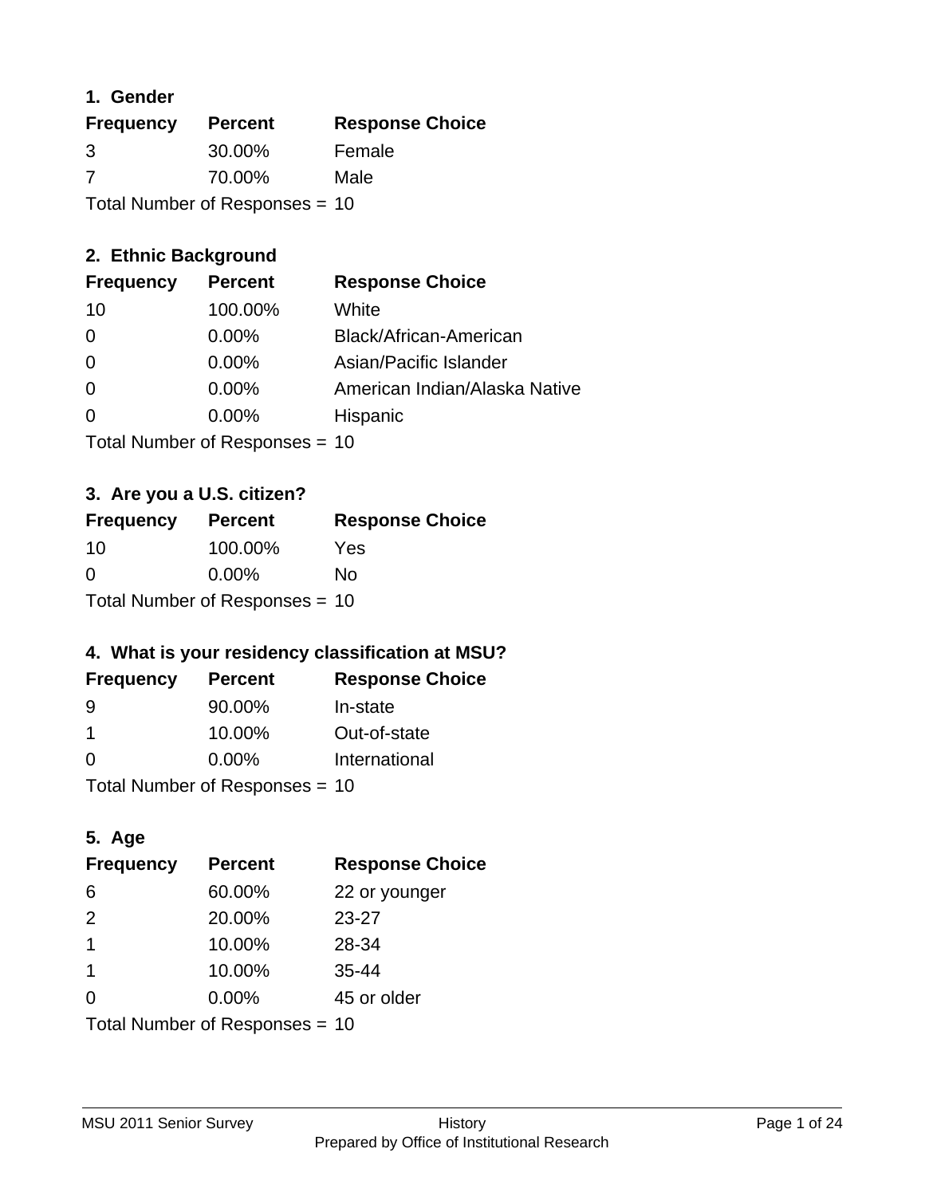## 1. Gender

| Frequency | Percent | Response Choice |
|---|---|---|
| 3 | 30.00% | Female |
| 7 | 70.00% | Male |

Total Number of Responses = 10

## 2. Ethnic Background

| Frequency | Percent | Response Choice |
|---|---|---|
| 10 | 100.00% | White |
| 0 | 0.00% | Black/African-American |
| 0 | 0.00% | Asian/Pacific Islander |
| 0 | 0.00% | American Indian/Alaska Native |
| 0 | 0.00% | Hispanic |

Total Number of Responses = 10

## 3. Are you a U.S. citizen?

| Frequency | Percent | Response Choice |
|---|---|---|
| 10 | 100.00% | Yes |
| 0 | 0.00% | No |

Total Number of Responses = 10

## 4. What is your residency classification at MSU?

| Frequency | Percent | Response Choice |
|---|---|---|
| 9 | 90.00% | In-state |
| 1 | 10.00% | Out-of-state |
| 0 | 0.00% | International |

Total Number of Responses = 10

## 5. Age

| Frequency | Percent | Response Choice |
|---|---|---|
| 6 | 60.00% | 22 or younger |
| 2 | 20.00% | 23-27 |
| 1 | 10.00% | 28-34 |
| 1 | 10.00% | 35-44 |
| 0 | 0.00% | 45 or older |

Total Number of Responses = 10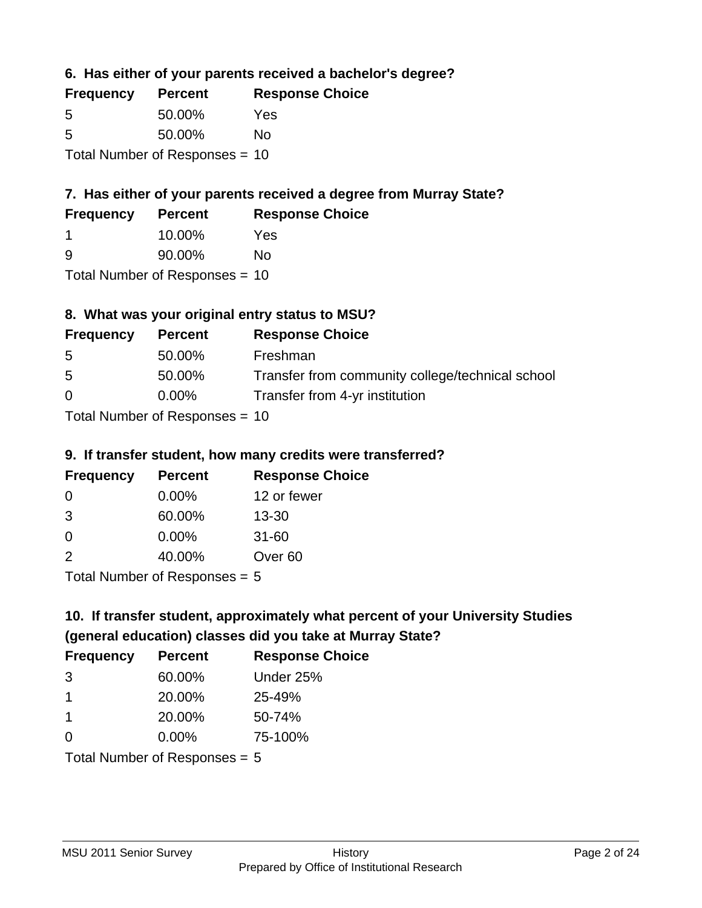### 6. Has either of your parents received a bachelor's degree?

| Frequency | Percent | Response Choice |
| --- | --- | --- |
| 5 | 50.00% | Yes |
| 5 | 50.00% | No |

Total Number of Responses = 10

### 7. Has either of your parents received a degree from Murray State?

| Frequency | Percent | Response Choice |
| --- | --- | --- |
| 1 | 10.00% | Yes |
| 9 | 90.00% | No |

Total Number of Responses = 10

### 8. What was your original entry status to MSU?

| Frequency | Percent | Response Choice |
| --- | --- | --- |
| 5 | 50.00% | Freshman |
| 5 | 50.00% | Transfer from community college/technical school |
| 0 | 0.00% | Transfer from 4-yr institution |

Total Number of Responses = 10

### 9. If transfer student, how many credits were transferred?

| Frequency | Percent | Response Choice |
| --- | --- | --- |
| 0 | 0.00% | 12 or fewer |
| 3 | 60.00% | 13-30 |
| 0 | 0.00% | 31-60 |
| 2 | 40.00% | Over 60 |

Total Number of Responses = 5

### 10. If transfer student, approximately what percent of your University Studies (general education) classes did you take at Murray State?

| Frequency | Percent | Response Choice |
| --- | --- | --- |
| 3 | 60.00% | Under 25% |
| 1 | 20.00% | 25-49% |
| 1 | 20.00% | 50-74% |
| 0 | 0.00% | 75-100% |

Total Number of Responses = 5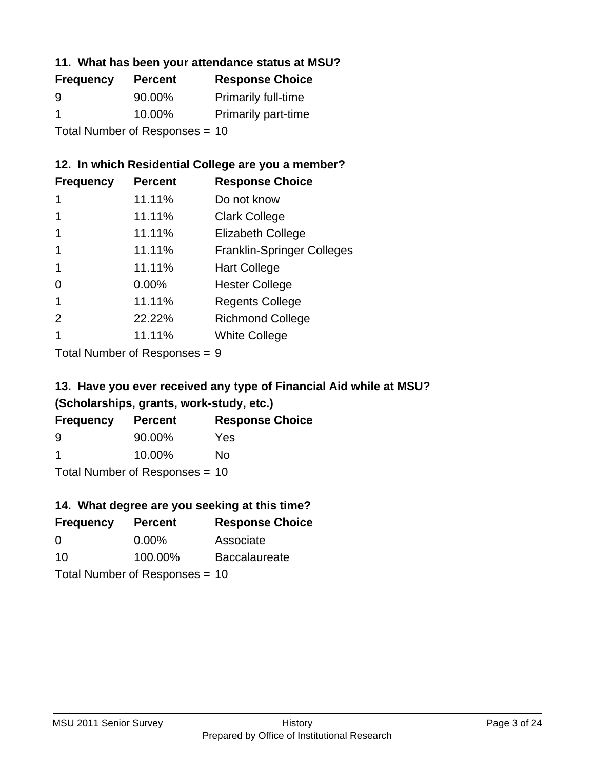### 11. What has been your attendance status at MSU?

| Frequency | Percent | Response Choice |
|---|---|---|
| 9 | 90.00% | Primarily full-time |
| 1 | 10.00% | Primarily part-time |

Total Number of Responses = 10

### 12. In which Residential College are you a member?

| Frequency | Percent | Response Choice |
|---|---|---|
| 1 | 11.11% | Do not know |
| 1 | 11.11% | Clark College |
| 1 | 11.11% | Elizabeth College |
| 1 | 11.11% | Franklin-Springer Colleges |
| 1 | 11.11% | Hart College |
| 0 | 0.00% | Hester College |
| 1 | 11.11% | Regents College |
| 2 | 22.22% | Richmond College |
| 1 | 11.11% | White College |

Total Number of Responses = 9

### 13. Have you ever received any type of Financial Aid while at MSU? (Scholarships, grants, work-study, etc.)

| Frequency | Percent | Response Choice |
|---|---|---|
| 9 | 90.00% | Yes |
| 1 | 10.00% | No |

Total Number of Responses = 10

### 14. What degree are you seeking at this time?

| Frequency | Percent | Response Choice |
|---|---|---|
| 0 | 0.00% | Associate |
| 10 | 100.00% | Baccalaureate |

Total Number of Responses = 10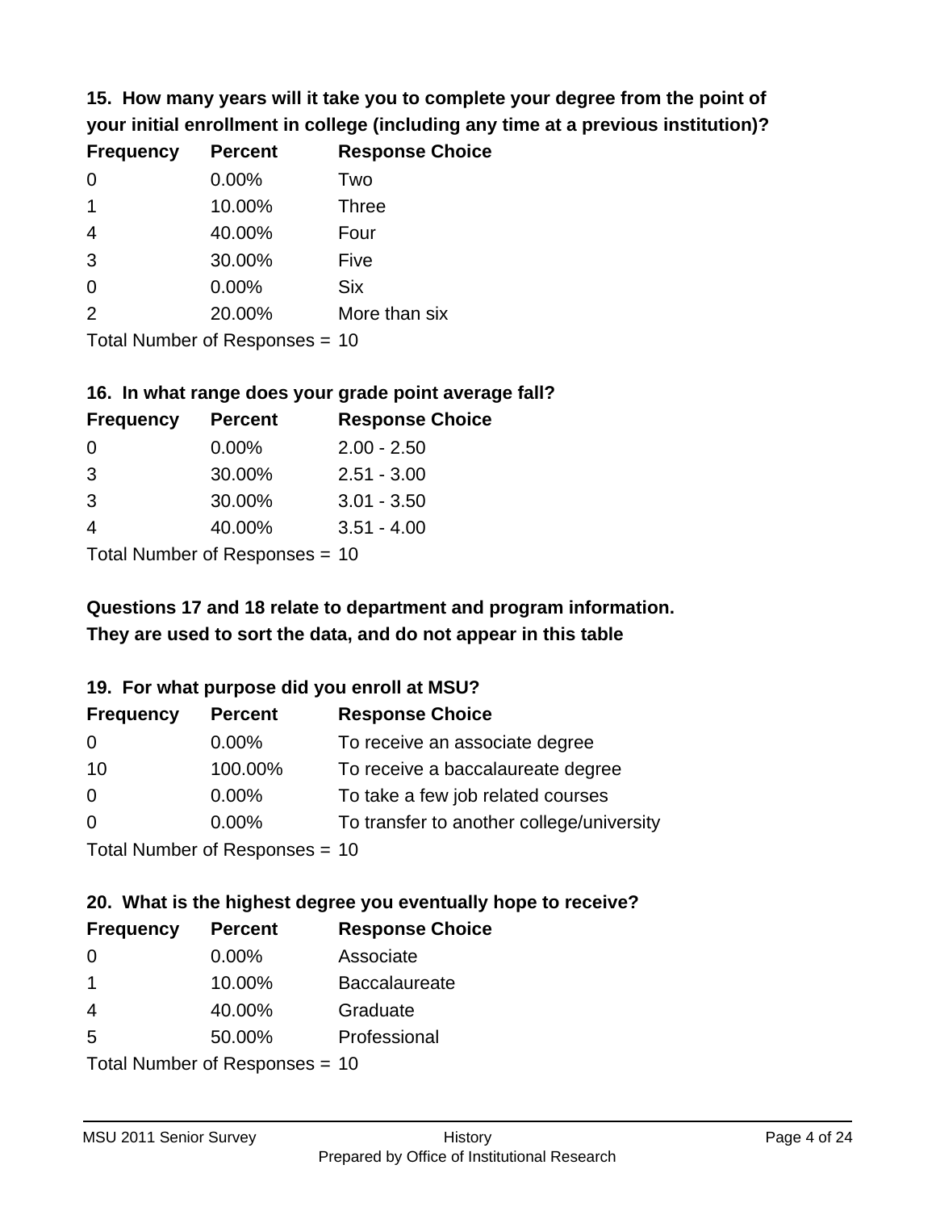### 15. How many years will it take you to complete your degree from the point of your initial enrollment in college (including any time at a previous institution)?

| Frequency | Percent | Response Choice |
|---|---|---|
| 0 | 0.00% | Two |
| 1 | 10.00% | Three |
| 4 | 40.00% | Four |
| 3 | 30.00% | Five |
| 0 | 0.00% | Six |
| 2 | 20.00% | More than six |

Total Number of Responses = 10

### 16. In what range does your grade point average fall?

| Frequency | Percent | Response Choice |
|---|---|---|
| 0 | 0.00% | 2.00 - 2.50 |
| 3 | 30.00% | 2.51 - 3.00 |
| 3 | 30.00% | 3.01 - 3.50 |
| 4 | 40.00% | 3.51 - 4.00 |

Total Number of Responses = 10

**Questions 17 and 18 relate to department and program information. They are used to sort the data, and do not appear in this table**

### 19. For what purpose did you enroll at MSU?

| Frequency | Percent | Response Choice |
|---|---|---|
| 0 | 0.00% | To receive an associate degree |
| 10 | 100.00% | To receive a baccalaureate degree |
| 0 | 0.00% | To take a few job related courses |
| 0 | 0.00% | To transfer to another college/university |

Total Number of Responses = 10

### 20. What is the highest degree you eventually hope to receive?

| Frequency | Percent | Response Choice |
|---|---|---|
| 0 | 0.00% | Associate |
| 1 | 10.00% | Baccalaureate |
| 4 | 40.00% | Graduate |
| 5 | 50.00% | Professional |

Total Number of Responses = 10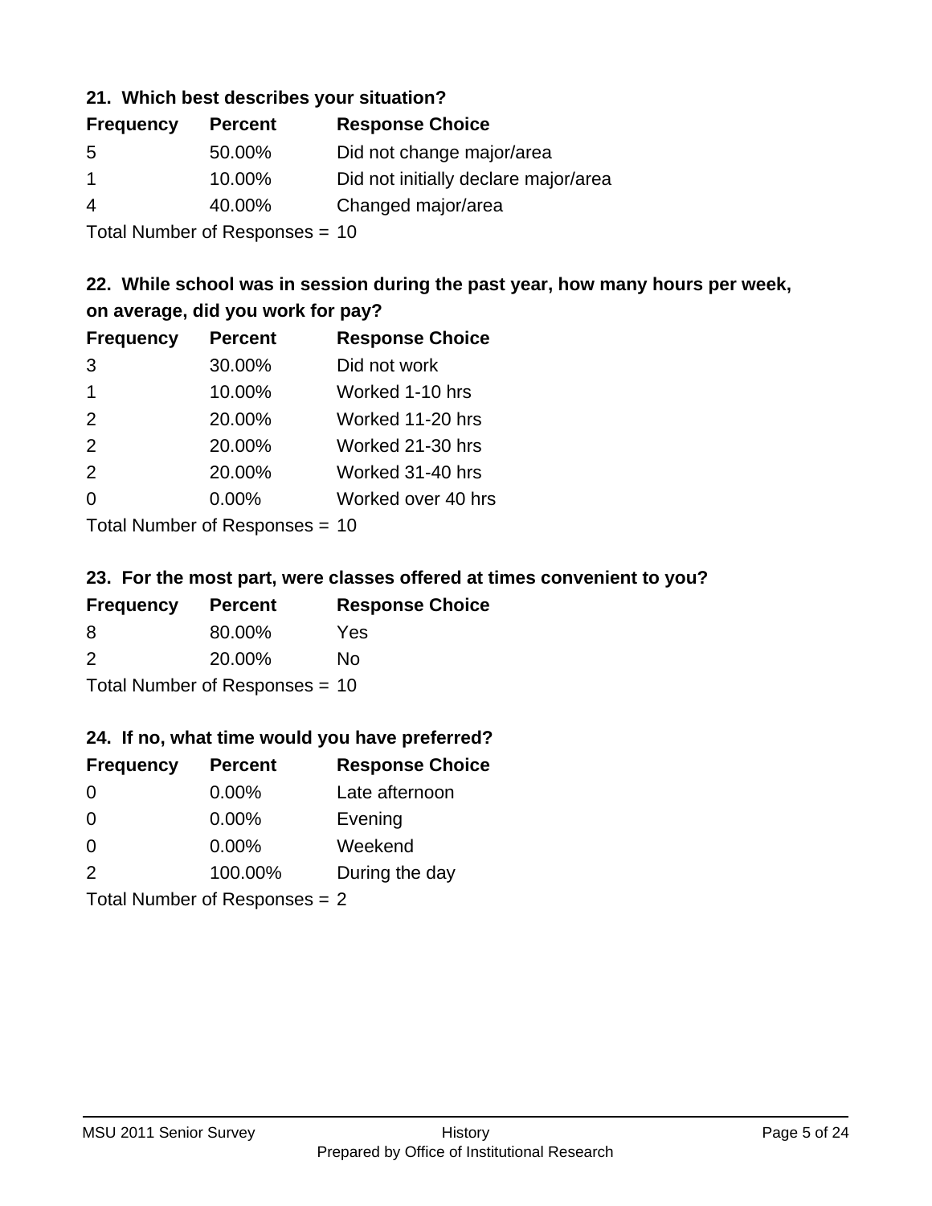### 21. Which best describes your situation?

| Frequency | Percent | Response Choice |
|---|---|---|
| 5 | 50.00% | Did not change major/area |
| 1 | 10.00% | Did not initially declare major/area |
| 4 | 40.00% | Changed major/area |

Total Number of Responses = 10

### 22. While school was in session during the past year, how many hours per week, on average, did you work for pay?

| Frequency | Percent | Response Choice |
|---|---|---|
| 3 | 30.00% | Did not work |
| 1 | 10.00% | Worked 1-10 hrs |
| 2 | 20.00% | Worked 11-20 hrs |
| 2 | 20.00% | Worked 21-30 hrs |
| 2 | 20.00% | Worked 31-40 hrs |
| 0 | 0.00% | Worked over 40 hrs |

Total Number of Responses = 10

### 23. For the most part, were classes offered at times convenient to you?

| Frequency | Percent | Response Choice |
|---|---|---|
| 8 | 80.00% | Yes |
| 2 | 20.00% | No |

Total Number of Responses = 10

### 24. If no, what time would you have preferred?

| Frequency | Percent | Response Choice |
|---|---|---|
| 0 | 0.00% | Late afternoon |
| 0 | 0.00% | Evening |
| 0 | 0.00% | Weekend |
| 2 | 100.00% | During the day |

Total Number of Responses = 2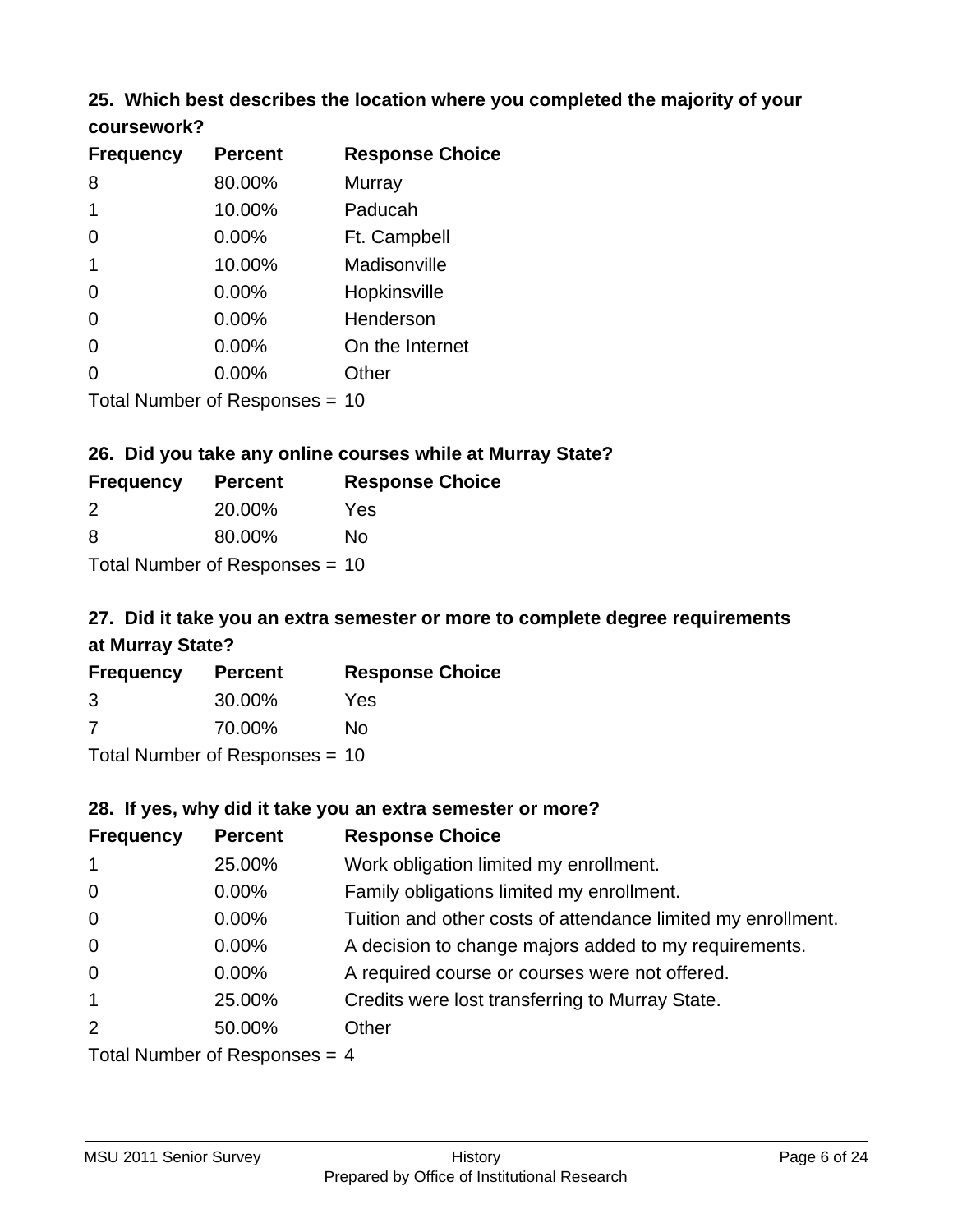### 25. Which best describes the location where you completed the majority of your coursework?

| Frequency | Percent | Response Choice |
|---|---|---|
| 8 | 80.00% | Murray |
| 1 | 10.00% | Paducah |
| 0 | 0.00% | Ft. Campbell |
| 1 | 10.00% | Madisonville |
| 0 | 0.00% | Hopkinsville |
| 0 | 0.00% | Henderson |
| 0 | 0.00% | On the Internet |
| 0 | 0.00% | Other |

Total Number of Responses = 10

### 26. Did you take any online courses while at Murray State?

| Frequency | Percent | Response Choice |
|---|---|---|
| 2 | 20.00% | Yes |
| 8 | 80.00% | No |

Total Number of Responses = 10

### 27. Did it take you an extra semester or more to complete degree requirements at Murray State?

| Frequency | Percent | Response Choice |
|---|---|---|
| 3 | 30.00% | Yes |
| 7 | 70.00% | No |

Total Number of Responses = 10

### 28. If yes, why did it take you an extra semester or more?

| Frequency | Percent | Response Choice |
|---|---|---|
| 1 | 25.00% | Work obligation limited my enrollment. |
| 0 | 0.00% | Family obligations limited my enrollment. |
| 0 | 0.00% | Tuition and other costs of attendance limited my enrollment. |
| 0 | 0.00% | A decision to change majors added to my requirements. |
| 0 | 0.00% | A required course or courses were not offered. |
| 1 | 25.00% | Credits were lost transferring to Murray State. |
| 2 | 50.00% | Other |

Total Number of Responses = 4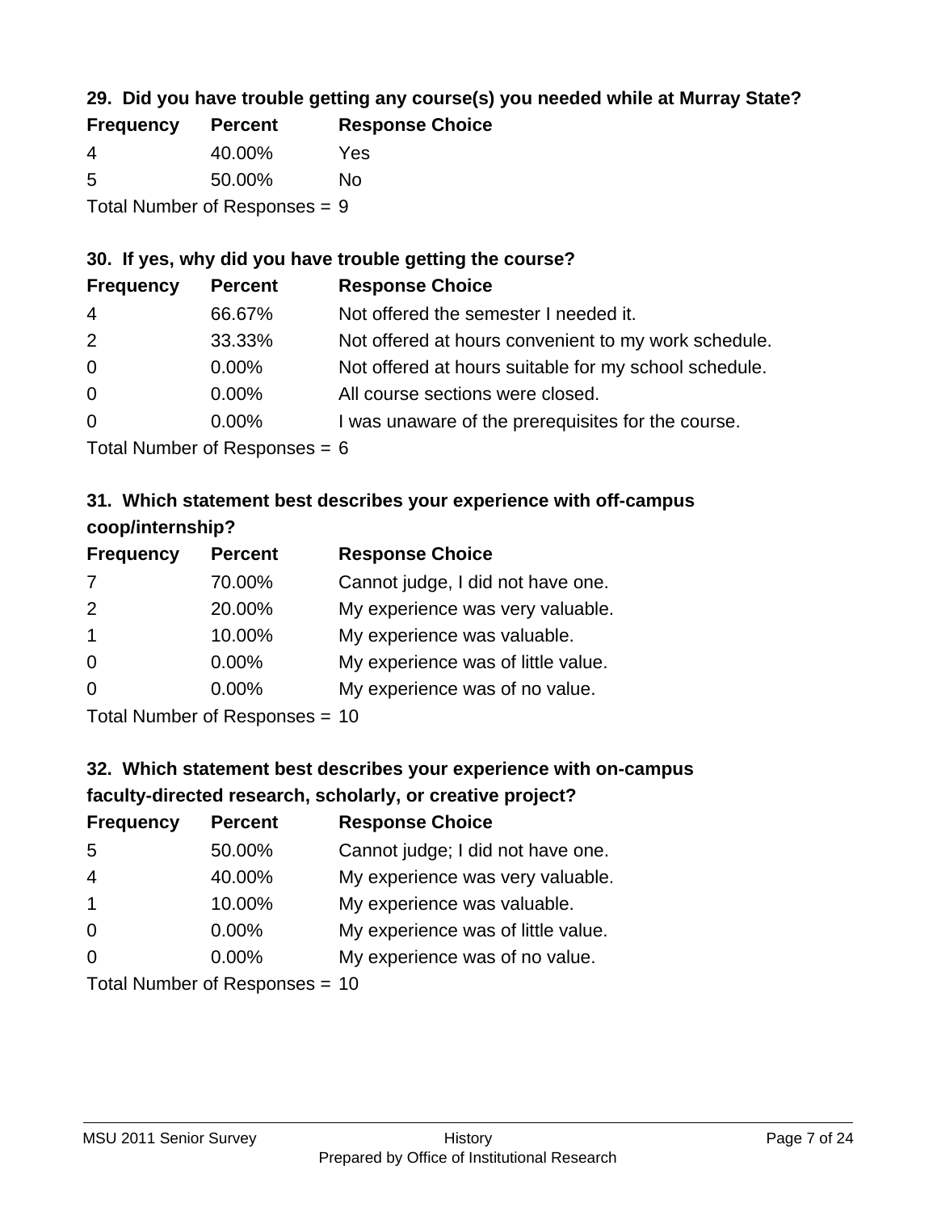### 29. Did you have trouble getting any course(s) you needed while at Murray State?

| Frequency | Percent | Response Choice |
|---|---|---|
| 4 | 40.00% | Yes |
| 5 | 50.00% | No |

Total Number of Responses = 9

### 30. If yes, why did you have trouble getting the course?

| Frequency | Percent | Response Choice |
|---|---|---|
| 4 | 66.67% | Not offered the semester I needed it. |
| 2 | 33.33% | Not offered at hours convenient to my work schedule. |
| 0 | 0.00% | Not offered at hours suitable for my school schedule. |
| 0 | 0.00% | All course sections were closed. |
| 0 | 0.00% | I was unaware of the prerequisites for the course. |

Total Number of Responses = 6

### 31. Which statement best describes your experience with off-campus coop/internship?

| Frequency | Percent | Response Choice |
|---|---|---|
| 7 | 70.00% | Cannot judge, I did not have one. |
| 2 | 20.00% | My experience was very valuable. |
| 1 | 10.00% | My experience was valuable. |
| 0 | 0.00% | My experience was of little value. |
| 0 | 0.00% | My experience was of no value. |

Total Number of Responses = 10

### 32. Which statement best describes your experience with on-campus faculty-directed research, scholarly, or creative project?

| Frequency | Percent | Response Choice |
|---|---|---|
| 5 | 50.00% | Cannot judge; I did not have one. |
| 4 | 40.00% | My experience was very valuable. |
| 1 | 10.00% | My experience was valuable. |
| 0 | 0.00% | My experience was of little value. |
| 0 | 0.00% | My experience was of no value. |

Total Number of Responses = 10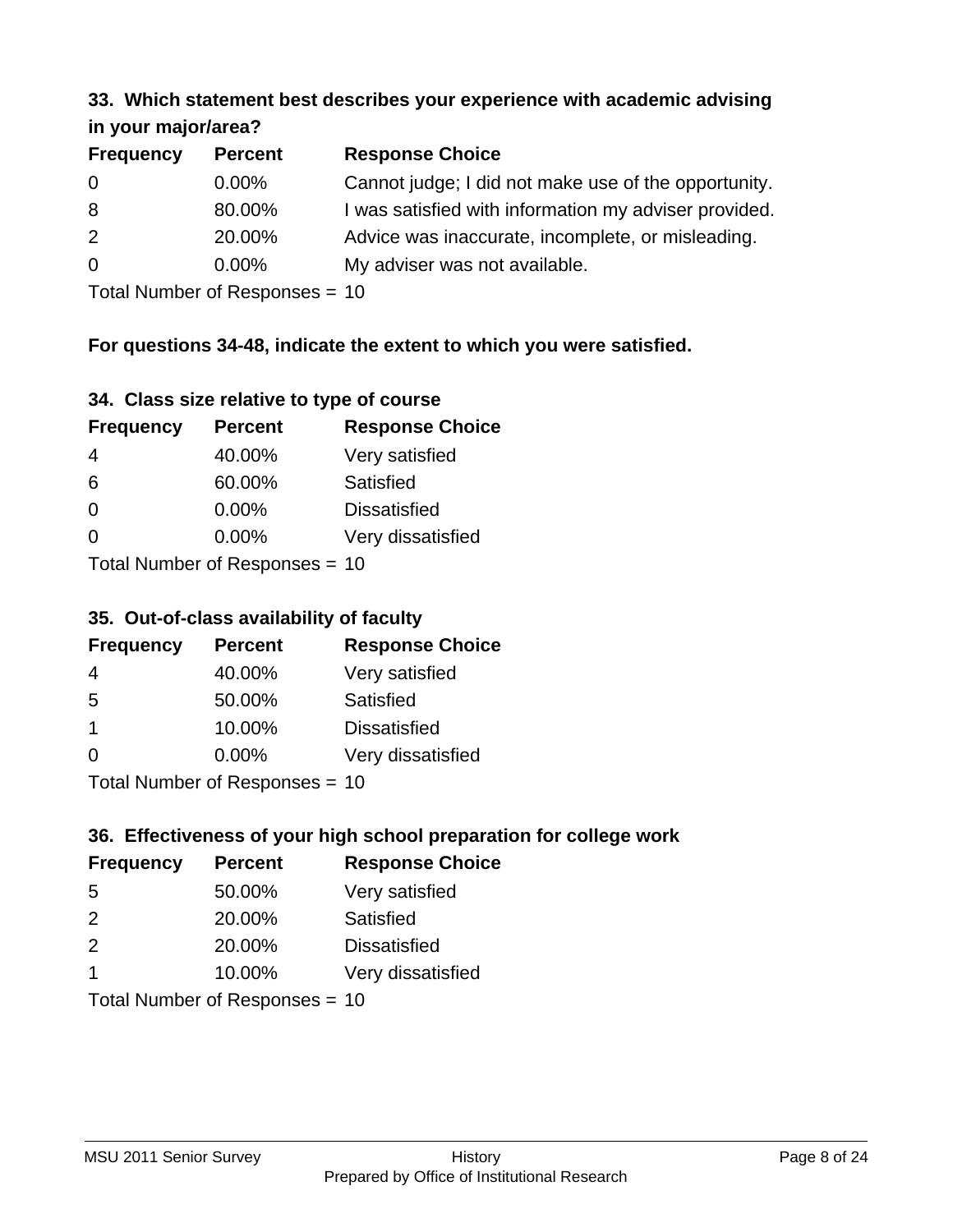### 33. Which statement best describes your experience with academic advising in your major/area?

| Frequency | Percent | Response Choice |
|---|---|---|
| 0 | 0.00% | Cannot judge; I did not make use of the opportunity. |
| 8 | 80.00% | I was satisfied with information my adviser provided. |
| 2 | 20.00% | Advice was inaccurate, incomplete, or misleading. |
| 0 | 0.00% | My adviser was not available. |

Total Number of Responses = 10

**For questions 34-48, indicate the extent to which you were satisfied.**

### 34. Class size relative to type of course

| Frequency | Percent | Response Choice |
|---|---|---|
| 4 | 40.00% | Very satisfied |
| 6 | 60.00% | Satisfied |
| 0 | 0.00% | Dissatisfied |
| 0 | 0.00% | Very dissatisfied |

Total Number of Responses = 10

### 35. Out-of-class availability of faculty

| Frequency | Percent | Response Choice |
|---|---|---|
| 4 | 40.00% | Very satisfied |
| 5 | 50.00% | Satisfied |
| 1 | 10.00% | Dissatisfied |
| 0 | 0.00% | Very dissatisfied |

Total Number of Responses = 10

### 36. Effectiveness of your high school preparation for college work

| Frequency | Percent | Response Choice |
|---|---|---|
| 5 | 50.00% | Very satisfied |
| 2 | 20.00% | Satisfied |
| 2 | 20.00% | Dissatisfied |
| 1 | 10.00% | Very dissatisfied |

Total Number of Responses = 10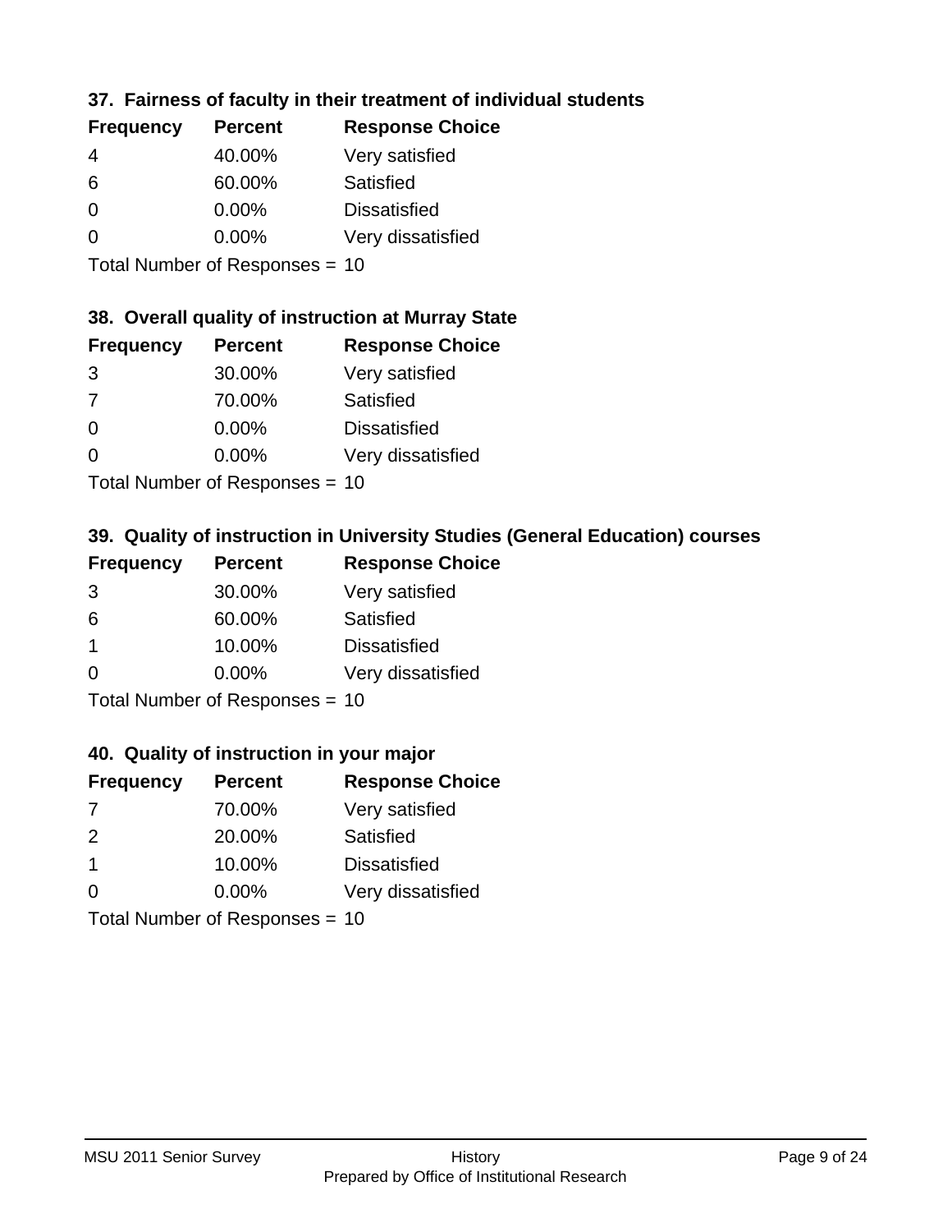### 37. Fairness of faculty in their treatment of individual students

| Frequency | Percent | Response Choice |
|---|---|---|
| 4 | 40.00% | Very satisfied |
| 6 | 60.00% | Satisfied |
| 0 | 0.00% | Dissatisfied |
| 0 | 0.00% | Very dissatisfied |

Total Number of Responses = 10

### 38. Overall quality of instruction at Murray State

| Frequency | Percent | Response Choice |
|---|---|---|
| 3 | 30.00% | Very satisfied |
| 7 | 70.00% | Satisfied |
| 0 | 0.00% | Dissatisfied |
| 0 | 0.00% | Very dissatisfied |

Total Number of Responses = 10

### 39. Quality of instruction in University Studies (General Education) courses

| Frequency | Percent | Response Choice |
|---|---|---|
| 3 | 30.00% | Very satisfied |
| 6 | 60.00% | Satisfied |
| 1 | 10.00% | Dissatisfied |
| 0 | 0.00% | Very dissatisfied |

Total Number of Responses = 10

### 40. Quality of instruction in your major

| Frequency | Percent | Response Choice |
|---|---|---|
| 7 | 70.00% | Very satisfied |
| 2 | 20.00% | Satisfied |
| 1 | 10.00% | Dissatisfied |
| 0 | 0.00% | Very dissatisfied |

Total Number of Responses = 10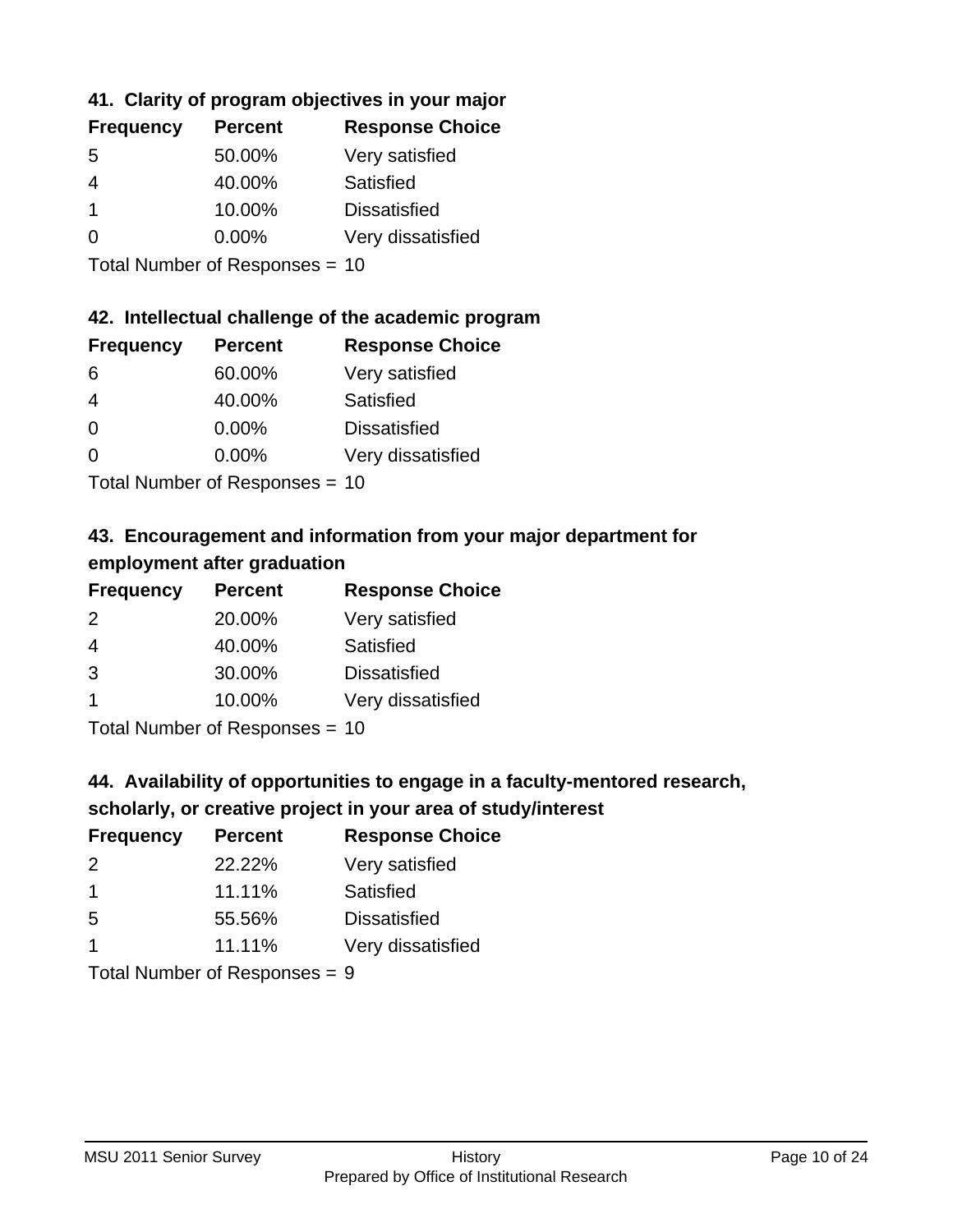### 41. Clarity of program objectives in your major

| Frequency | Percent | Response Choice |
| --- | --- | --- |
| 5 | 50.00% | Very satisfied |
| 4 | 40.00% | Satisfied |
| 1 | 10.00% | Dissatisfied |
| 0 | 0.00% | Very dissatisfied |

Total Number of Responses = 10

### 42. Intellectual challenge of the academic program

| Frequency | Percent | Response Choice |
| --- | --- | --- |
| 6 | 60.00% | Very satisfied |
| 4 | 40.00% | Satisfied |
| 0 | 0.00% | Dissatisfied |
| 0 | 0.00% | Very dissatisfied |

Total Number of Responses = 10

### 43. Encouragement and information from your major department for employment after graduation

| Frequency | Percent | Response Choice |
| --- | --- | --- |
| 2 | 20.00% | Very satisfied |
| 4 | 40.00% | Satisfied |
| 3 | 30.00% | Dissatisfied |
| 1 | 10.00% | Very dissatisfied |

Total Number of Responses = 10

### 44. Availability of opportunities to engage in a faculty-mentored research, scholarly, or creative project in your area of study/interest

| Frequency | Percent | Response Choice |
| --- | --- | --- |
| 2 | 22.22% | Very satisfied |
| 1 | 11.11% | Satisfied |
| 5 | 55.56% | Dissatisfied |
| 1 | 11.11% | Very dissatisfied |

Total Number of Responses = 9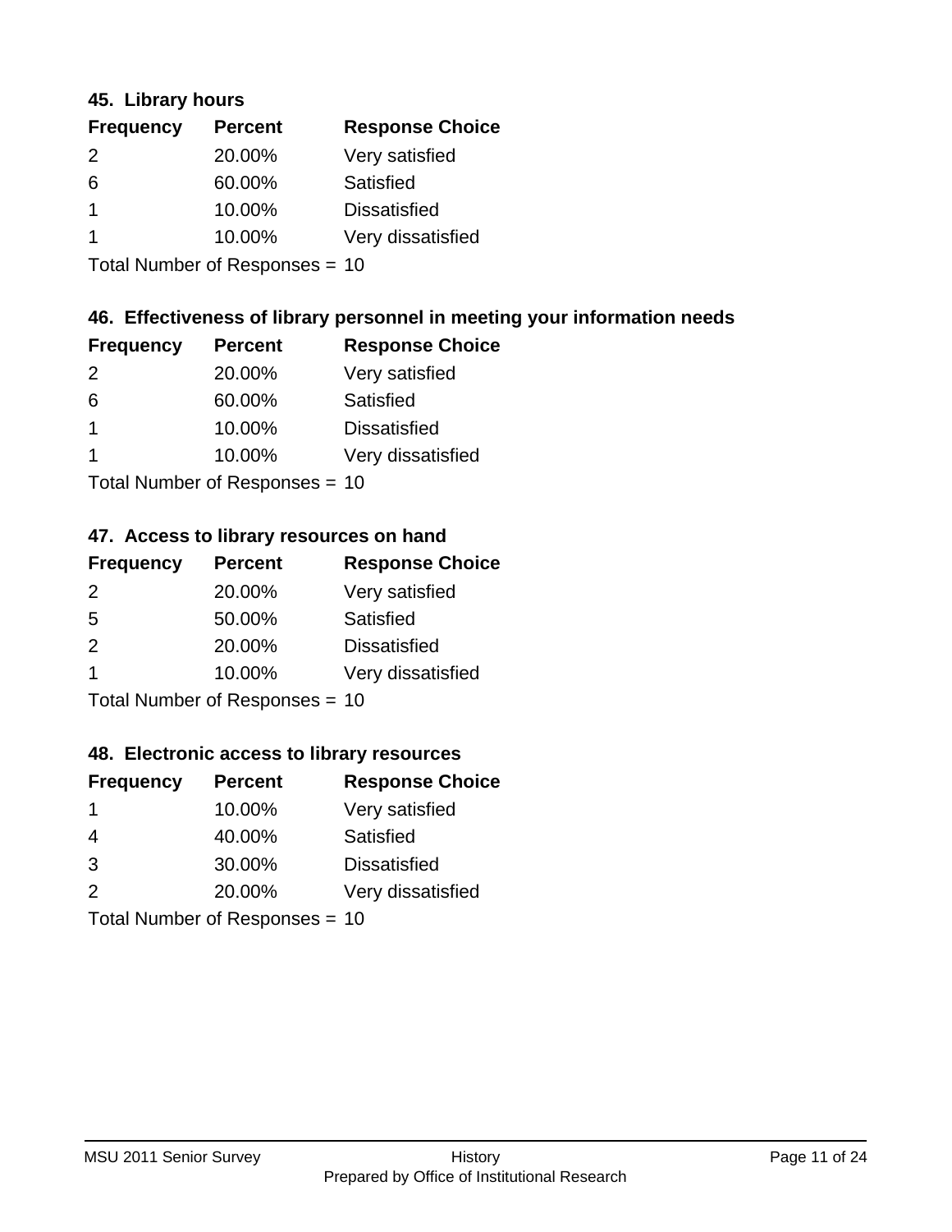### 45. Library hours

| Frequency | Percent | Response Choice |
|---|---|---|
| 2 | 20.00% | Very satisfied |
| 6 | 60.00% | Satisfied |
| 1 | 10.00% | Dissatisfied |
| 1 | 10.00% | Very dissatisfied |

Total Number of Responses = 10

### 46. Effectiveness of library personnel in meeting your information needs

| Frequency | Percent | Response Choice |
|---|---|---|
| 2 | 20.00% | Very satisfied |
| 6 | 60.00% | Satisfied |
| 1 | 10.00% | Dissatisfied |
| 1 | 10.00% | Very dissatisfied |

Total Number of Responses = 10

### 47. Access to library resources on hand

| Frequency | Percent | Response Choice |
|---|---|---|
| 2 | 20.00% | Very satisfied |
| 5 | 50.00% | Satisfied |
| 2 | 20.00% | Dissatisfied |
| 1 | 10.00% | Very dissatisfied |

Total Number of Responses = 10

### 48. Electronic access to library resources

| Frequency | Percent | Response Choice |
|---|---|---|
| 1 | 10.00% | Very satisfied |
| 4 | 40.00% | Satisfied |
| 3 | 30.00% | Dissatisfied |
| 2 | 20.00% | Very dissatisfied |

Total Number of Responses = 10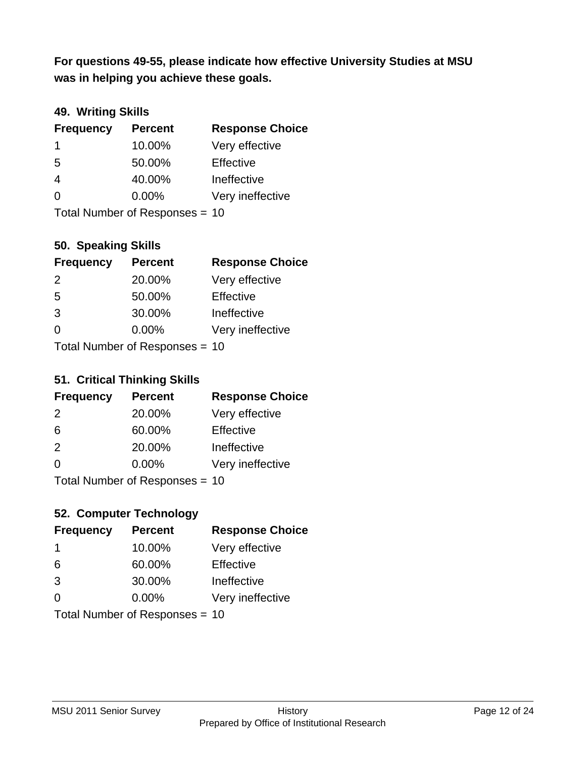**For questions 49-55, please indicate how effective University Studies at MSU was in helping you achieve these goals.**

### 49. Writing Skills

| Frequency | Percent | Response Choice |
|---|---|---|
| 1 | 10.00% | Very effective |
| 5 | 50.00% | Effective |
| 4 | 40.00% | Ineffective |
| 0 | 0.00% | Very ineffective |

Total Number of Responses = 10

### 50. Speaking Skills

| Frequency | Percent | Response Choice |
|---|---|---|
| 2 | 20.00% | Very effective |
| 5 | 50.00% | Effective |
| 3 | 30.00% | Ineffective |
| 0 | 0.00% | Very ineffective |

Total Number of Responses = 10

### 51. Critical Thinking Skills

| Frequency | Percent | Response Choice |
|---|---|---|
| 2 | 20.00% | Very effective |
| 6 | 60.00% | Effective |
| 2 | 20.00% | Ineffective |
| 0 | 0.00% | Very ineffective |

Total Number of Responses = 10

### 52. Computer Technology

| Frequency | Percent | Response Choice |
|---|---|---|
| 1 | 10.00% | Very effective |
| 6 | 60.00% | Effective |
| 3 | 30.00% | Ineffective |
| 0 | 0.00% | Very ineffective |

Total Number of Responses = 10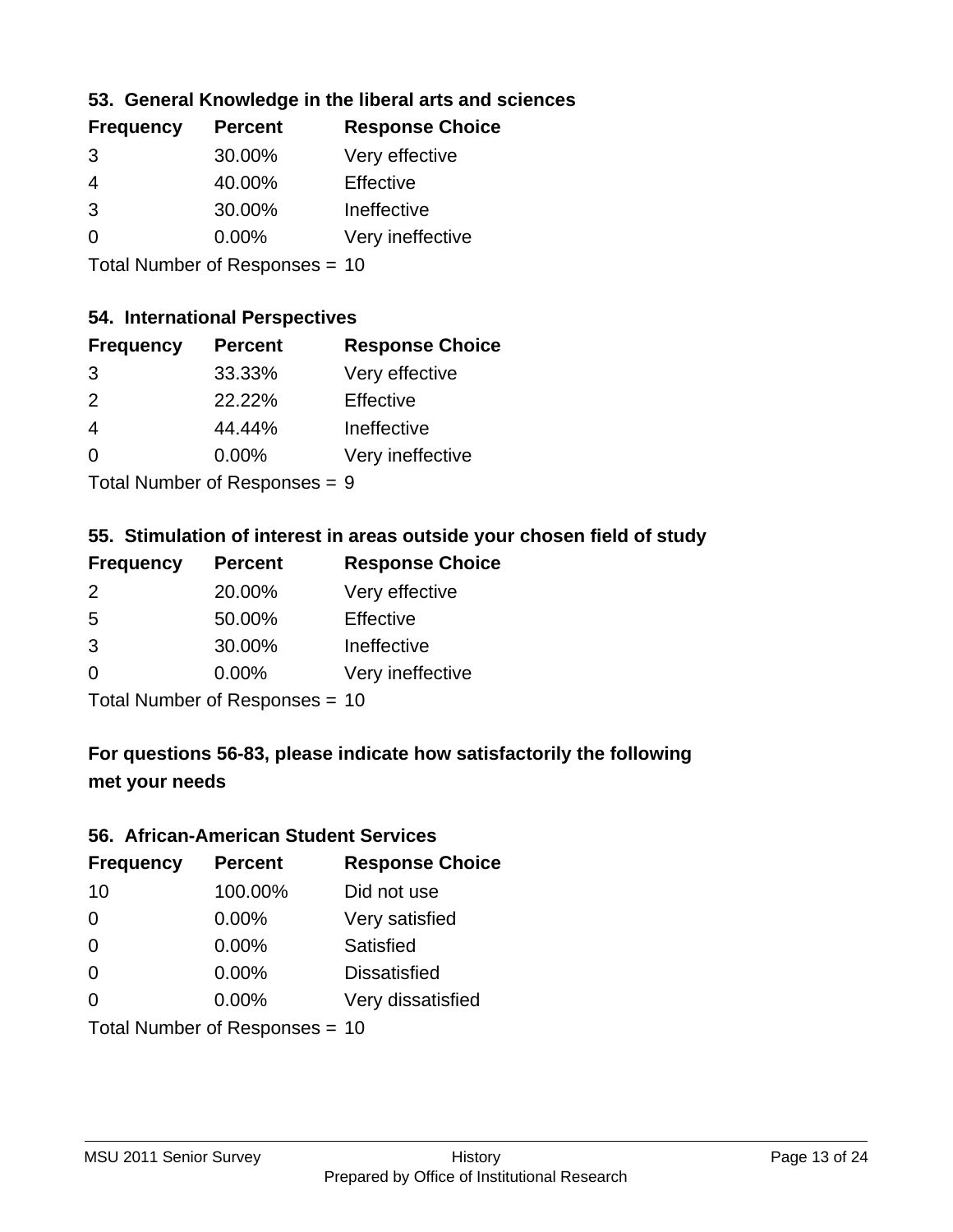### 53. General Knowledge in the liberal arts and sciences

| Frequency | Percent | Response Choice |
|---|---|---|
| 3 | 30.00% | Very effective |
| 4 | 40.00% | Effective |
| 3 | 30.00% | Ineffective |
| 0 | 0.00% | Very ineffective |

Total Number of Responses = 10

### 54. International Perspectives

| Frequency | Percent | Response Choice |
|---|---|---|
| 3 | 33.33% | Very effective |
| 2 | 22.22% | Effective |
| 4 | 44.44% | Ineffective |
| 0 | 0.00% | Very ineffective |

Total Number of Responses = 9

### 55. Stimulation of interest in areas outside your chosen field of study

| Frequency | Percent | Response Choice |
|---|---|---|
| 2 | 20.00% | Very effective |
| 5 | 50.00% | Effective |
| 3 | 30.00% | Ineffective |
| 0 | 0.00% | Very ineffective |

Total Number of Responses = 10

### For questions 56-83, please indicate how satisfactorily the following met your needs

### 56. African-American Student Services

| Frequency | Percent | Response Choice |
|---|---|---|
| 10 | 100.00% | Did not use |
| 0 | 0.00% | Very satisfied |
| 0 | 0.00% | Satisfied |
| 0 | 0.00% | Dissatisfied |
| 0 | 0.00% | Very dissatisfied |

Total Number of Responses = 10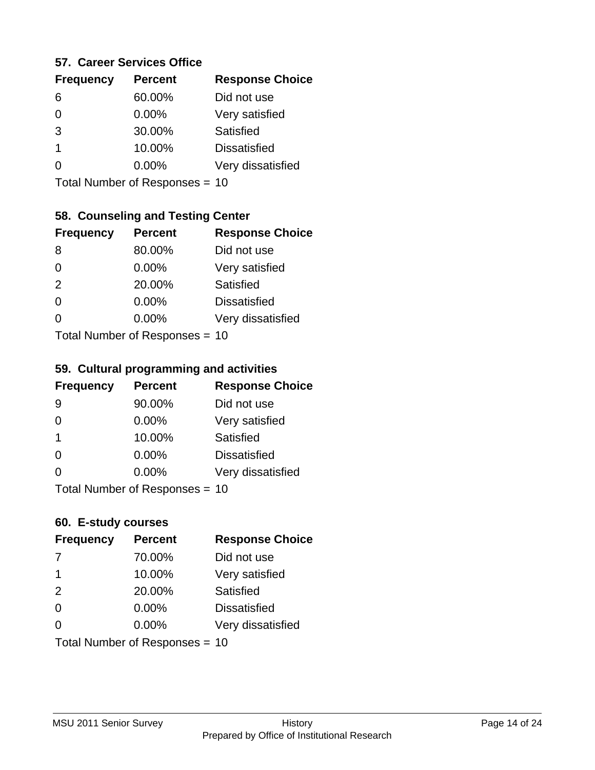### 57. Career Services Office

| Frequency | Percent | Response Choice |
|---|---|---|
| 6 | 60.00% | Did not use |
| 0 | 0.00% | Very satisfied |
| 3 | 30.00% | Satisfied |
| 1 | 10.00% | Dissatisfied |
| 0 | 0.00% | Very dissatisfied |

Total Number of Responses = 10

### 58. Counseling and Testing Center

| Frequency | Percent | Response Choice |
|---|---|---|
| 8 | 80.00% | Did not use |
| 0 | 0.00% | Very satisfied |
| 2 | 20.00% | Satisfied |
| 0 | 0.00% | Dissatisfied |
| 0 | 0.00% | Very dissatisfied |

Total Number of Responses = 10

### 59. Cultural programming and activities

| Frequency | Percent | Response Choice |
|---|---|---|
| 9 | 90.00% | Did not use |
| 0 | 0.00% | Very satisfied |
| 1 | 10.00% | Satisfied |
| 0 | 0.00% | Dissatisfied |
| 0 | 0.00% | Very dissatisfied |

Total Number of Responses = 10

### 60. E-study courses

| Frequency | Percent | Response Choice |
|---|---|---|
| 7 | 70.00% | Did not use |
| 1 | 10.00% | Very satisfied |
| 2 | 20.00% | Satisfied |
| 0 | 0.00% | Dissatisfied |
| 0 | 0.00% | Very dissatisfied |

Total Number of Responses = 10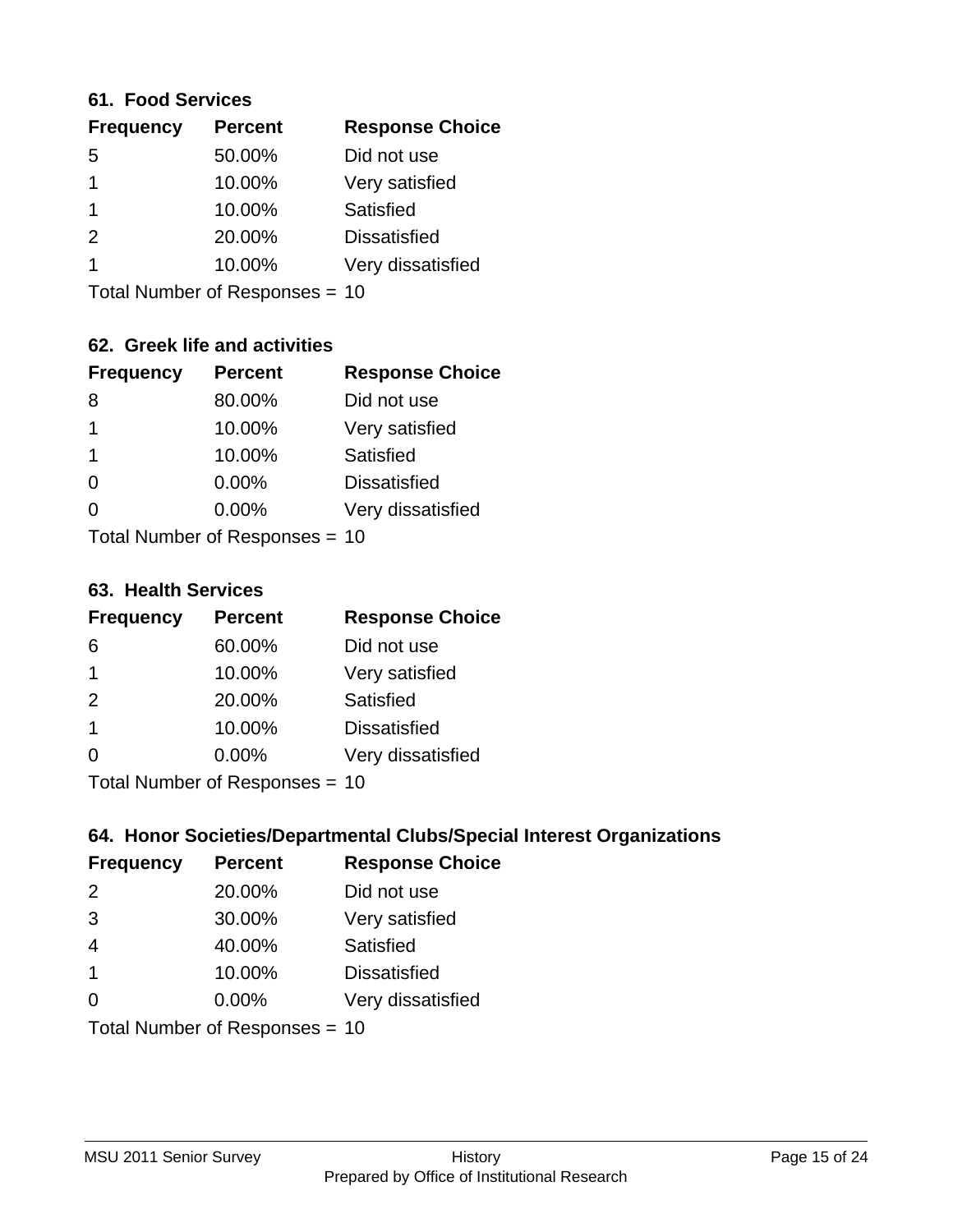### 61. Food Services

| Frequency | Percent | Response Choice |
|---|---|---|
| 5 | 50.00% | Did not use |
| 1 | 10.00% | Very satisfied |
| 1 | 10.00% | Satisfied |
| 2 | 20.00% | Dissatisfied |
| 1 | 10.00% | Very dissatisfied |

Total Number of Responses = 10

### 62. Greek life and activities

| Frequency | Percent | Response Choice |
|---|---|---|
| 8 | 80.00% | Did not use |
| 1 | 10.00% | Very satisfied |
| 1 | 10.00% | Satisfied |
| 0 | 0.00% | Dissatisfied |
| 0 | 0.00% | Very dissatisfied |

Total Number of Responses = 10

### 63. Health Services

| Frequency | Percent | Response Choice |
|---|---|---|
| 6 | 60.00% | Did not use |
| 1 | 10.00% | Very satisfied |
| 2 | 20.00% | Satisfied |
| 1 | 10.00% | Dissatisfied |
| 0 | 0.00% | Very dissatisfied |

Total Number of Responses = 10

### 64. Honor Societies/Departmental Clubs/Special Interest Organizations

| Frequency | Percent | Response Choice |
|---|---|---|
| 2 | 20.00% | Did not use |
| 3 | 30.00% | Very satisfied |
| 4 | 40.00% | Satisfied |
| 1 | 10.00% | Dissatisfied |
| 0 | 0.00% | Very dissatisfied |

Total Number of Responses = 10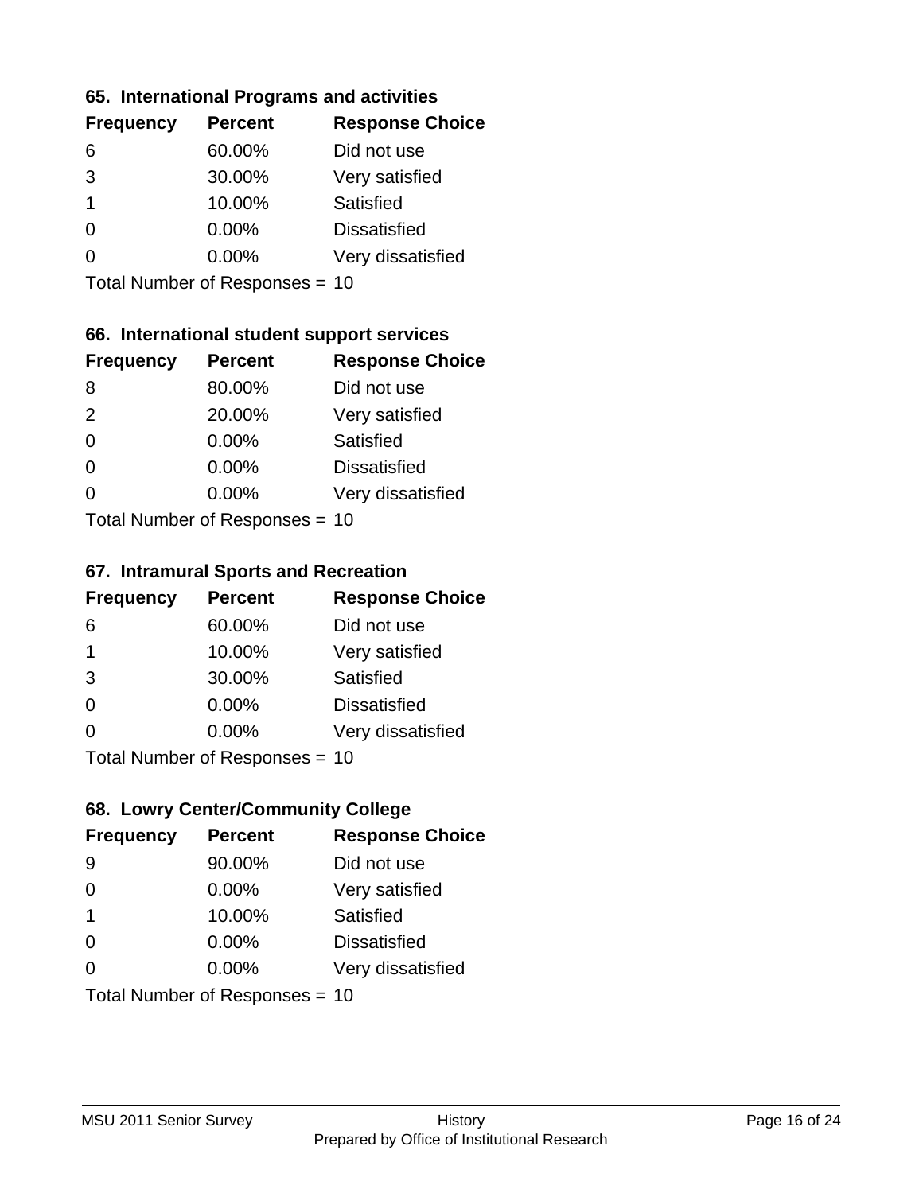### 65. International Programs and activities

| Frequency | Percent | Response Choice |
|---|---|---|
| 6 | 60.00% | Did not use |
| 3 | 30.00% | Very satisfied |
| 1 | 10.00% | Satisfied |
| 0 | 0.00% | Dissatisfied |
| 0 | 0.00% | Very dissatisfied |

Total Number of Responses = 10

### 66. International student support services

| Frequency | Percent | Response Choice |
|---|---|---|
| 8 | 80.00% | Did not use |
| 2 | 20.00% | Very satisfied |
| 0 | 0.00% | Satisfied |
| 0 | 0.00% | Dissatisfied |
| 0 | 0.00% | Very dissatisfied |

Total Number of Responses = 10

### 67. Intramural Sports and Recreation

| Frequency | Percent | Response Choice |
|---|---|---|
| 6 | 60.00% | Did not use |
| 1 | 10.00% | Very satisfied |
| 3 | 30.00% | Satisfied |
| 0 | 0.00% | Dissatisfied |
| 0 | 0.00% | Very dissatisfied |

Total Number of Responses = 10

### 68. Lowry Center/Community College

| Frequency | Percent | Response Choice |
|---|---|---|
| 9 | 90.00% | Did not use |
| 0 | 0.00% | Very satisfied |
| 1 | 10.00% | Satisfied |
| 0 | 0.00% | Dissatisfied |
| 0 | 0.00% | Very dissatisfied |

Total Number of Responses = 10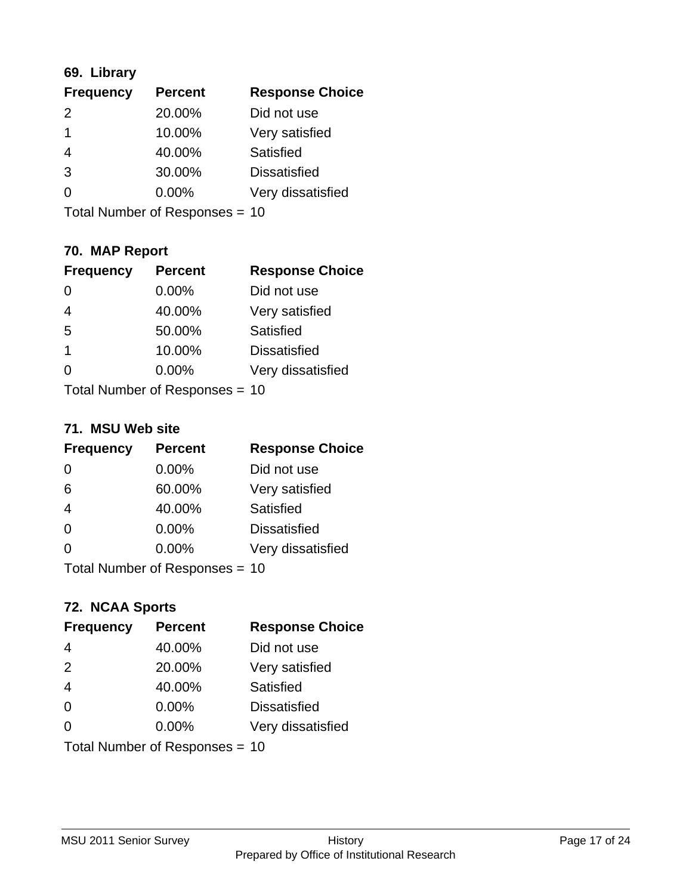### 69. Library

| Frequency | Percent | Response Choice |
|---|---|---|
| 2 | 20.00% | Did not use |
| 1 | 10.00% | Very satisfied |
| 4 | 40.00% | Satisfied |
| 3 | 30.00% | Dissatisfied |
| 0 | 0.00% | Very dissatisfied |

Total Number of Responses = 10

### 70. MAP Report

| Frequency | Percent | Response Choice |
|---|---|---|
| 0 | 0.00% | Did not use |
| 4 | 40.00% | Very satisfied |
| 5 | 50.00% | Satisfied |
| 1 | 10.00% | Dissatisfied |
| 0 | 0.00% | Very dissatisfied |

Total Number of Responses = 10

### 71. MSU Web site

| Frequency | Percent | Response Choice |
|---|---|---|
| 0 | 0.00% | Did not use |
| 6 | 60.00% | Very satisfied |
| 4 | 40.00% | Satisfied |
| 0 | 0.00% | Dissatisfied |
| 0 | 0.00% | Very dissatisfied |

Total Number of Responses = 10

### 72. NCAA Sports

| Frequency | Percent | Response Choice |
|---|---|---|
| 4 | 40.00% | Did not use |
| 2 | 20.00% | Very satisfied |
| 4 | 40.00% | Satisfied |
| 0 | 0.00% | Dissatisfied |
| 0 | 0.00% | Very dissatisfied |

Total Number of Responses = 10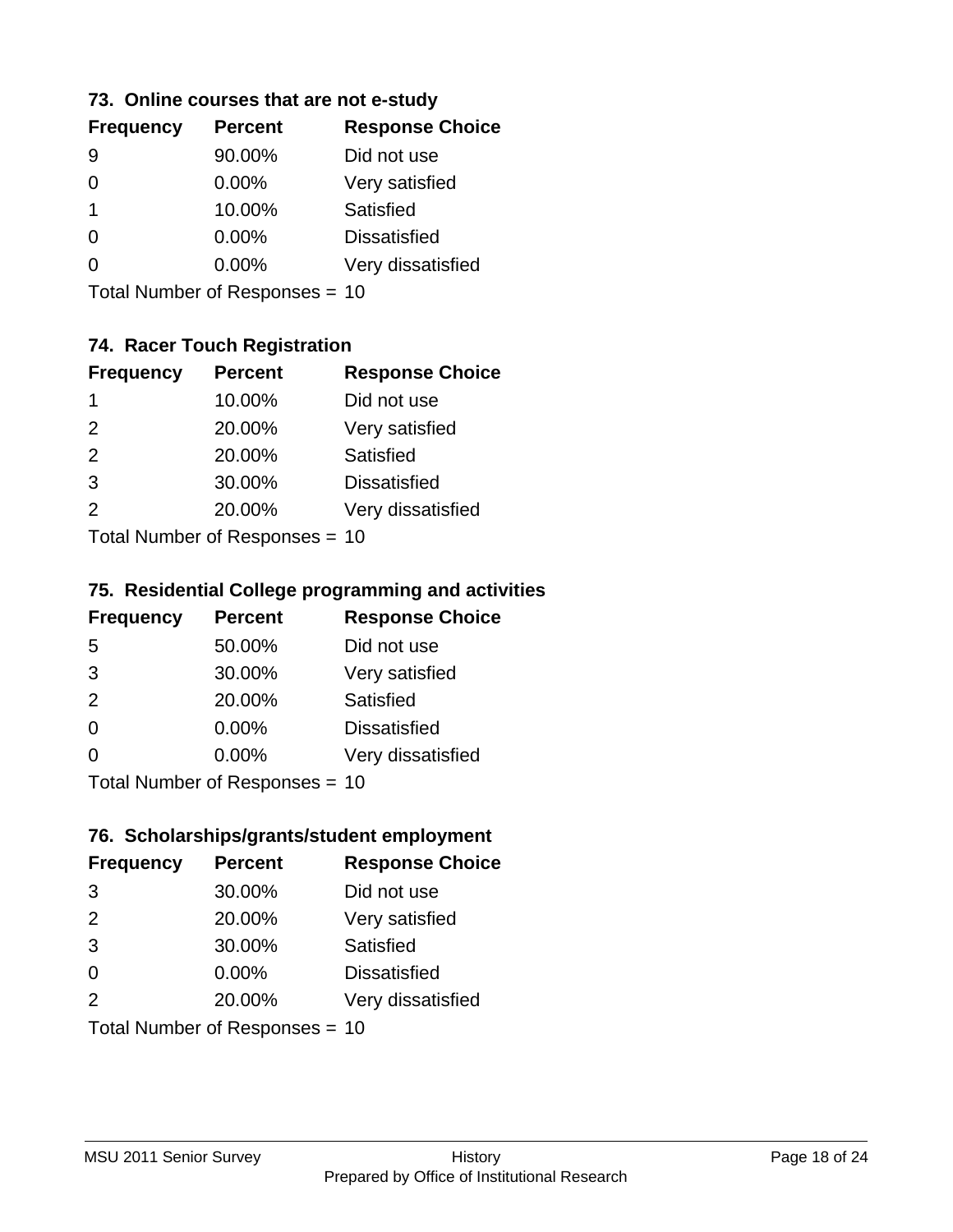### 73. Online courses that are not e-study

| Frequency | Percent | Response Choice |
|---|---|---|
| 9 | 90.00% | Did not use |
| 0 | 0.00% | Very satisfied |
| 1 | 10.00% | Satisfied |
| 0 | 0.00% | Dissatisfied |
| 0 | 0.00% | Very dissatisfied |

Total Number of Responses = 10

### 74. Racer Touch Registration

| Frequency | Percent | Response Choice |
|---|---|---|
| 1 | 10.00% | Did not use |
| 2 | 20.00% | Very satisfied |
| 2 | 20.00% | Satisfied |
| 3 | 30.00% | Dissatisfied |
| 2 | 20.00% | Very dissatisfied |

Total Number of Responses = 10

### 75. Residential College programming and activities

| Frequency | Percent | Response Choice |
|---|---|---|
| 5 | 50.00% | Did not use |
| 3 | 30.00% | Very satisfied |
| 2 | 20.00% | Satisfied |
| 0 | 0.00% | Dissatisfied |
| 0 | 0.00% | Very dissatisfied |

Total Number of Responses = 10

### 76. Scholarships/grants/student employment

| Frequency | Percent | Response Choice |
|---|---|---|
| 3 | 30.00% | Did not use |
| 2 | 20.00% | Very satisfied |
| 3 | 30.00% | Satisfied |
| 0 | 0.00% | Dissatisfied |
| 2 | 20.00% | Very dissatisfied |

Total Number of Responses = 10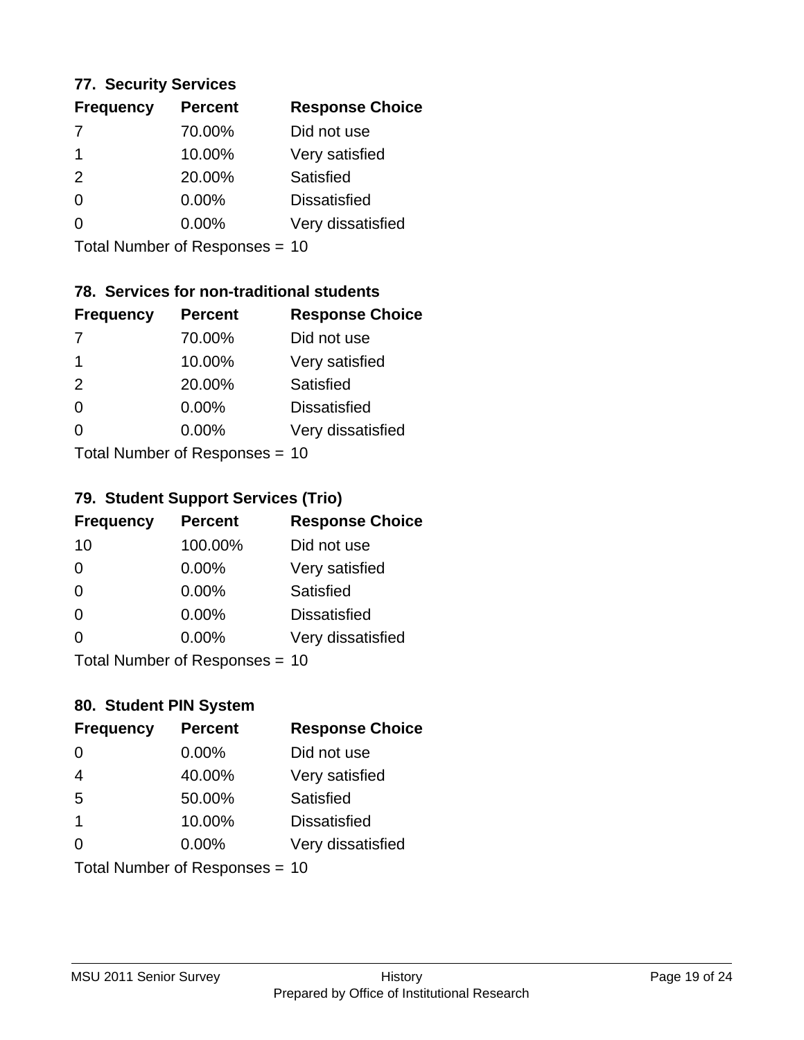### 77. Security Services

| Frequency | Percent | Response Choice |
|---|---|---|
| 7 | 70.00% | Did not use |
| 1 | 10.00% | Very satisfied |
| 2 | 20.00% | Satisfied |
| 0 | 0.00% | Dissatisfied |
| 0 | 0.00% | Very dissatisfied |

Total Number of Responses = 10

### 78. Services for non-traditional students

| Frequency | Percent | Response Choice |
|---|---|---|
| 7 | 70.00% | Did not use |
| 1 | 10.00% | Very satisfied |
| 2 | 20.00% | Satisfied |
| 0 | 0.00% | Dissatisfied |
| 0 | 0.00% | Very dissatisfied |

Total Number of Responses = 10

### 79. Student Support Services (Trio)

| Frequency | Percent | Response Choice |
|---|---|---|
| 10 | 100.00% | Did not use |
| 0 | 0.00% | Very satisfied |
| 0 | 0.00% | Satisfied |
| 0 | 0.00% | Dissatisfied |
| 0 | 0.00% | Very dissatisfied |

Total Number of Responses = 10

### 80. Student PIN System

| Frequency | Percent | Response Choice |
|---|---|---|
| 0 | 0.00% | Did not use |
| 4 | 40.00% | Very satisfied |
| 5 | 50.00% | Satisfied |
| 1 | 10.00% | Dissatisfied |
| 0 | 0.00% | Very dissatisfied |

Total Number of Responses = 10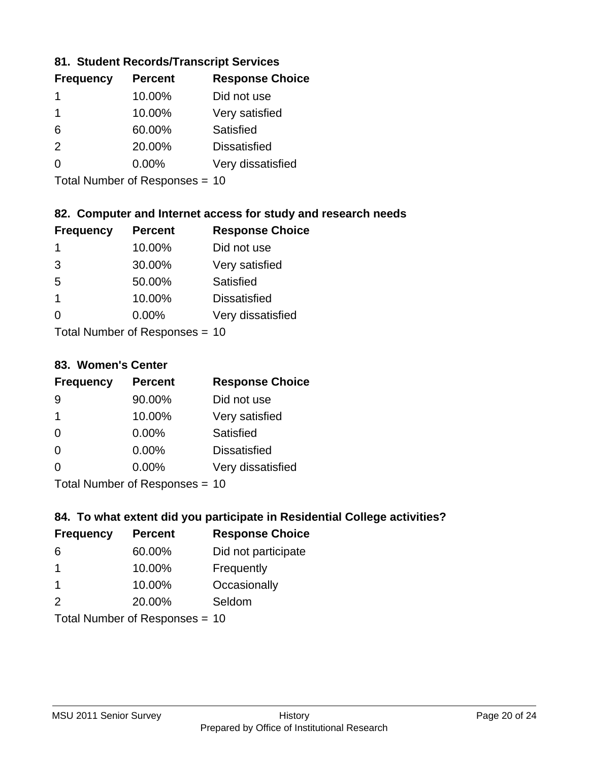### 81. Student Records/Transcript Services

| Frequency | Percent | Response Choice |
|---|---|---|
| 1 | 10.00% | Did not use |
| 1 | 10.00% | Very satisfied |
| 6 | 60.00% | Satisfied |
| 2 | 20.00% | Dissatisfied |
| 0 | 0.00% | Very dissatisfied |

Total Number of Responses = 10

### 82. Computer and Internet access for study and research needs

| Frequency | Percent | Response Choice |
|---|---|---|
| 1 | 10.00% | Did not use |
| 3 | 30.00% | Very satisfied |
| 5 | 50.00% | Satisfied |
| 1 | 10.00% | Dissatisfied |
| 0 | 0.00% | Very dissatisfied |

Total Number of Responses = 10

### 83. Women's Center

| Frequency | Percent | Response Choice |
|---|---|---|
| 9 | 90.00% | Did not use |
| 1 | 10.00% | Very satisfied |
| 0 | 0.00% | Satisfied |
| 0 | 0.00% | Dissatisfied |
| 0 | 0.00% | Very dissatisfied |

Total Number of Responses = 10

### 84. To what extent did you participate in Residential College activities?

| Frequency | Percent | Response Choice |
|---|---|---|
| 6 | 60.00% | Did not participate |
| 1 | 10.00% | Frequently |
| 1 | 10.00% | Occasionally |
| 2 | 20.00% | Seldom |

Total Number of Responses = 10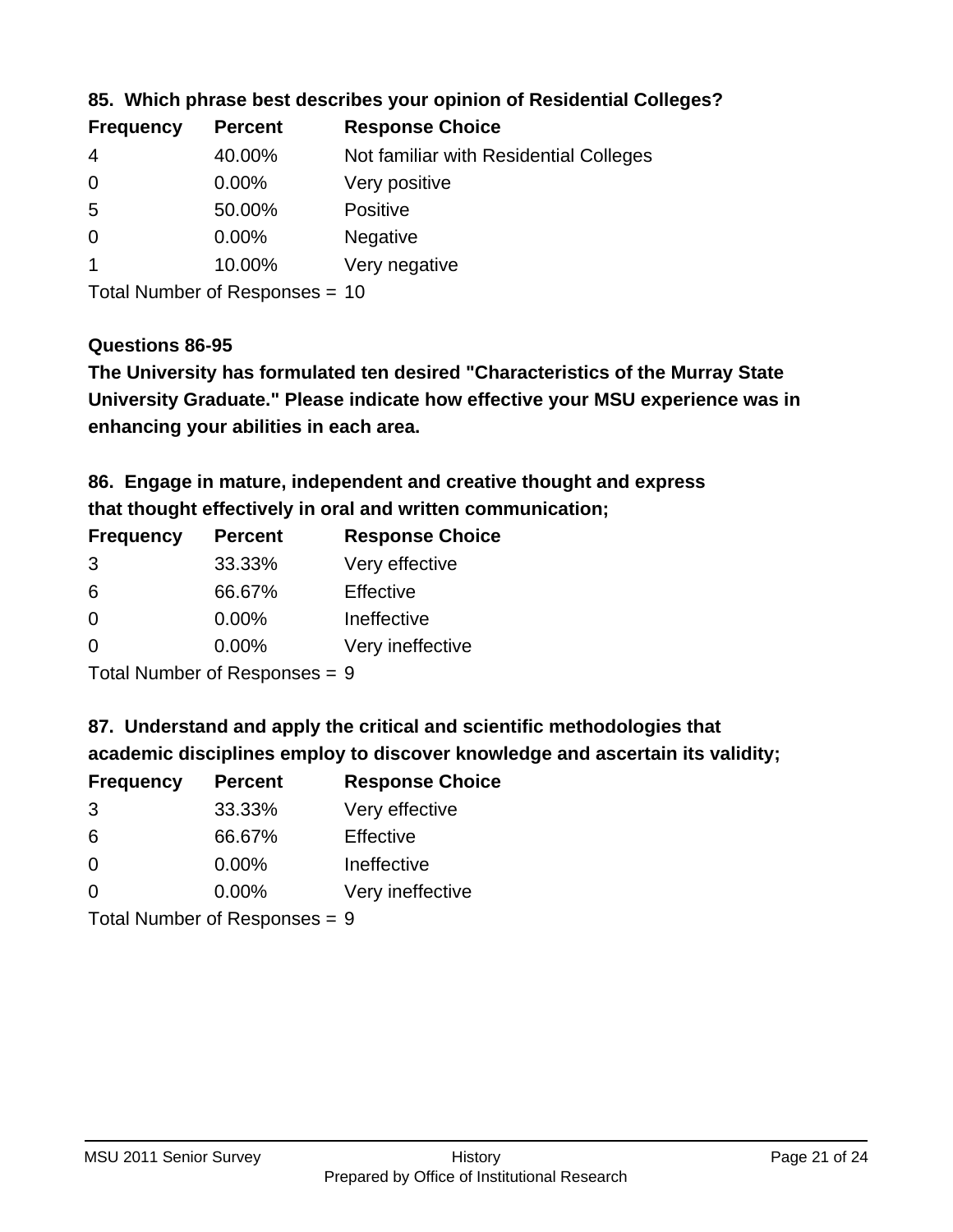### 85. Which phrase best describes your opinion of Residential Colleges?

| Frequency | Percent | Response Choice |
|---|---|---|
| 4 | 40.00% | Not familiar with Residential Colleges |
| 0 | 0.00% | Very positive |
| 5 | 50.00% | Positive |
| 0 | 0.00% | Negative |
| 1 | 10.00% | Very negative |

Total Number of Responses = 10

### Questions 86-95

**The University has formulated ten desired "Characteristics of the Murray State University Graduate." Please indicate how effective your MSU experience was in enhancing your abilities in each area.**

### 86. Engage in mature, independent and creative thought and express that thought effectively in oral and written communication;

| Frequency | Percent | Response Choice |
|---|---|---|
| 3 | 33.33% | Very effective |
| 6 | 66.67% | Effective |
| 0 | 0.00% | Ineffective |
| 0 | 0.00% | Very ineffective |

Total Number of Responses = 9

### 87. Understand and apply the critical and scientific methodologies that academic disciplines employ to discover knowledge and ascertain its validity;

| Frequency | Percent | Response Choice |
|---|---|---|
| 3 | 33.33% | Very effective |
| 6 | 66.67% | Effective |
| 0 | 0.00% | Ineffective |
| 0 | 0.00% | Very ineffective |

Total Number of Responses = 9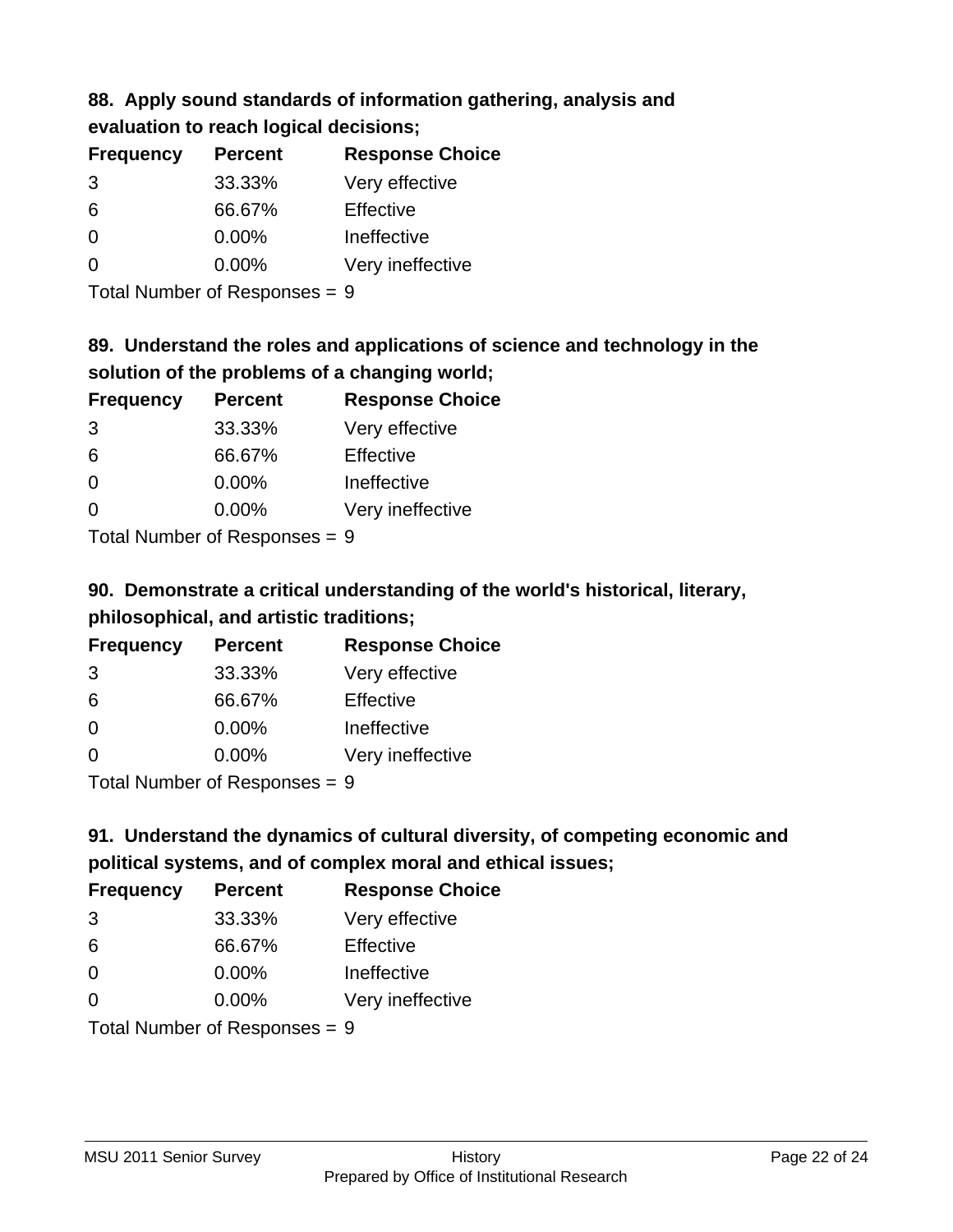### 88. Apply sound standards of information gathering, analysis and evaluation to reach logical decisions;

| Frequency | Percent | Response Choice |
| --- | --- | --- |
| 3 | 33.33% | Very effective |
| 6 | 66.67% | Effective |
| 0 | 0.00% | Ineffective |
| 0 | 0.00% | Very ineffective |

Total Number of Responses = 9

### 89. Understand the roles and applications of science and technology in the solution of the problems of a changing world;

| Frequency | Percent | Response Choice |
| --- | --- | --- |
| 3 | 33.33% | Very effective |
| 6 | 66.67% | Effective |
| 0 | 0.00% | Ineffective |
| 0 | 0.00% | Very ineffective |

Total Number of Responses = 9

### 90. Demonstrate a critical understanding of the world's historical, literary, philosophical, and artistic traditions;

| Frequency | Percent | Response Choice |
| --- | --- | --- |
| 3 | 33.33% | Very effective |
| 6 | 66.67% | Effective |
| 0 | 0.00% | Ineffective |
| 0 | 0.00% | Very ineffective |

Total Number of Responses = 9

### 91. Understand the dynamics of cultural diversity, of competing economic and political systems, and of complex moral and ethical issues;

| Frequency | Percent | Response Choice |
| --- | --- | --- |
| 3 | 33.33% | Very effective |
| 6 | 66.67% | Effective |
| 0 | 0.00% | Ineffective |
| 0 | 0.00% | Very ineffective |

Total Number of Responses = 9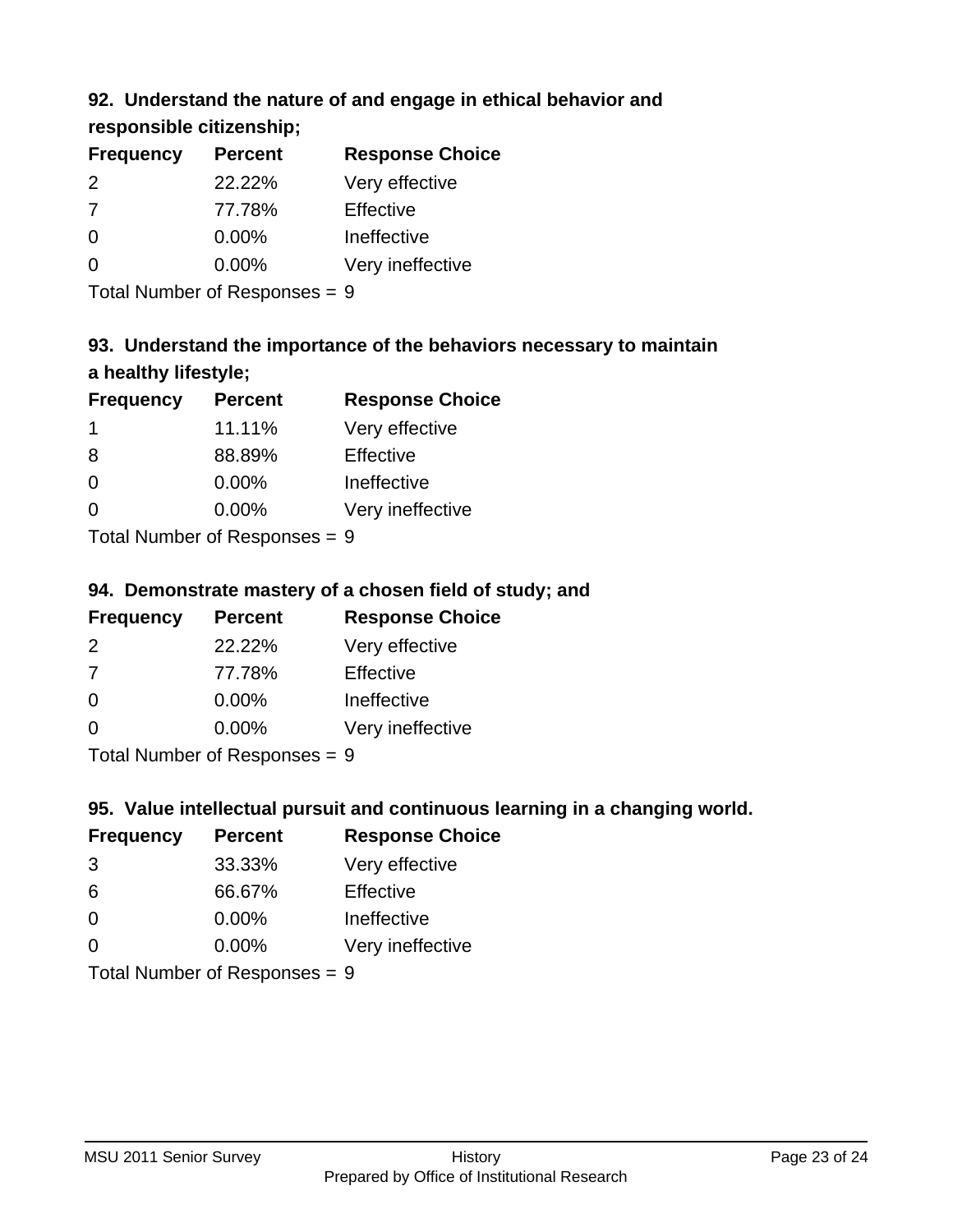### 92. Understand the nature of and engage in ethical behavior and responsible citizenship;

| Frequency | Percent | Response Choice |
|---|---|---|
| 2 | 22.22% | Very effective |
| 7 | 77.78% | Effective |
| 0 | 0.00% | Ineffective |
| 0 | 0.00% | Very ineffective |

Total Number of Responses = 9

### 93. Understand the importance of the behaviors necessary to maintain a healthy lifestyle;

| Frequency | Percent | Response Choice |
|---|---|---|
| 1 | 11.11% | Very effective |
| 8 | 88.89% | Effective |
| 0 | 0.00% | Ineffective |
| 0 | 0.00% | Very ineffective |

Total Number of Responses = 9

### 94. Demonstrate mastery of a chosen field of study; and

| Frequency | Percent | Response Choice |
|---|---|---|
| 2 | 22.22% | Very effective |
| 7 | 77.78% | Effective |
| 0 | 0.00% | Ineffective |
| 0 | 0.00% | Very ineffective |

Total Number of Responses = 9

### 95. Value intellectual pursuit and continuous learning in a changing world.

| Frequency | Percent | Response Choice |
|---|---|---|
| 3 | 33.33% | Very effective |
| 6 | 66.67% | Effective |
| 0 | 0.00% | Ineffective |
| 0 | 0.00% | Very ineffective |

Total Number of Responses = 9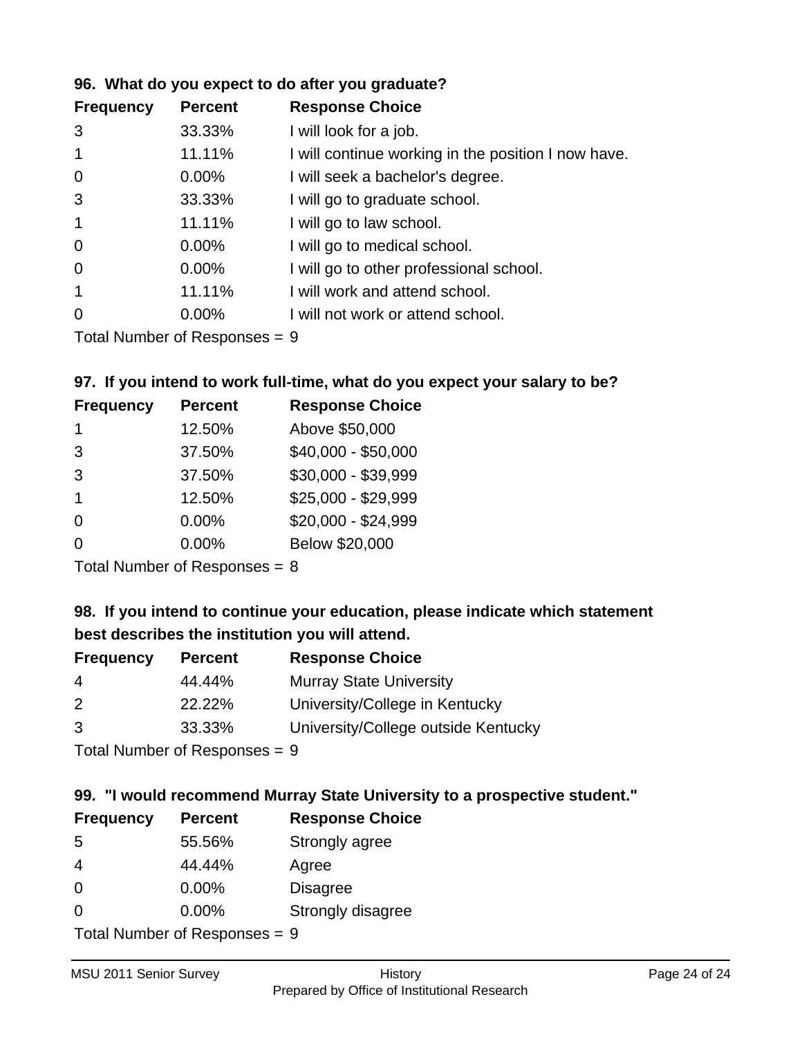### 96. What do you expect to do after you graduate?

| Frequency | Percent | Response Choice |
|---|---|---|
| 3 | 33.33% | I will look for a job. |
| 1 | 11.11% | I will continue working in the position I now have. |
| 0 | 0.00% | I will seek a bachelor's degree. |
| 3 | 33.33% | I will go to graduate school. |
| 1 | 11.11% | I will go to law school. |
| 0 | 0.00% | I will go to medical school. |
| 0 | 0.00% | I will go to other professional school. |
| 1 | 11.11% | I will work and attend school. |
| 0 | 0.00% | I will not work or attend school. |

Total Number of Responses = 9

### 97. If you intend to work full-time, what do you expect your salary to be?

| Frequency | Percent | Response Choice |
|---|---|---|
| 1 | 12.50% | Above $50,000 |
| 3 | 37.50% | $40,000 - $50,000 |
| 3 | 37.50% | $30,000 - $39,999 |
| 1 | 12.50% | $25,000 - $29,999 |
| 0 | 0.00% | $20,000 - $24,999 |
| 0 | 0.00% | Below $20,000 |

Total Number of Responses = 8

### 98. If you intend to continue your education, please indicate which statement best describes the institution you will attend.

| Frequency | Percent | Response Choice |
|---|---|---|
| 4 | 44.44% | Murray State University |
| 2 | 22.22% | University/College in Kentucky |
| 3 | 33.33% | University/College outside Kentucky |

Total Number of Responses = 9

### 99. "I would recommend Murray State University to a prospective student."

| Frequency | Percent | Response Choice |
|---|---|---|
| 5 | 55.56% | Strongly agree |
| 4 | 44.44% | Agree |
| 0 | 0.00% | Disagree |
| 0 | 0.00% | Strongly disagree |

Total Number of Responses = 9